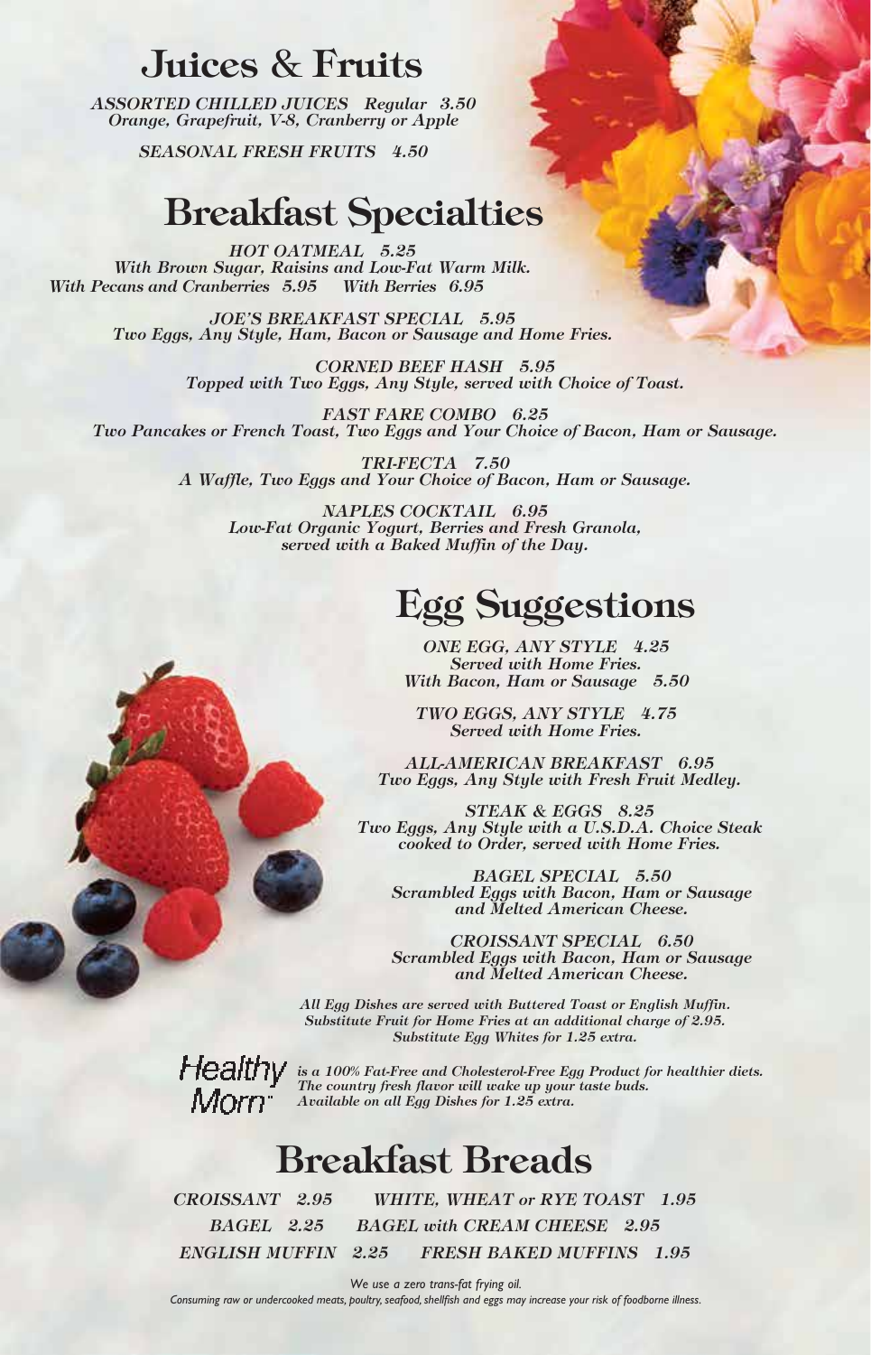# Juices & Fruits

*ASSORTED CHILLED JUICES Regular 3.50*
*Orange, Grapefruit, V-8, Cranberry or Apple*

*SEASONAL FRESH FRUITS 4.50*

# Breakfast Specialties

*HOT OATMEAL 5.25*
*With Brown Sugar, Raisins and Low-Fat Warm Milk.*
*With Pecans and Cranberries 5.95 With Berries 6.95*

*JOE'S BREAKFAST SPECIAL 5.95*
*Two Eggs, Any Style, Ham, Bacon or Sausage and Home Fries.*

*CORNED BEEF HASH 5.95*
*Topped with Two Eggs, Any Style, served with Choice of Toast.*

*FAST FARE COMBO 6.25*
*Two Pancakes or French Toast, Two Eggs and Your Choice of Bacon, Ham or Sausage.*

*TRI-FECTA 7.50*
*A Waffle, Two Eggs and Your Choice of Bacon, Ham or Sausage.*

*NAPLES COCKTAIL 6.95*
*Low-Fat Organic Yogurt, Berries and Fresh Granola,*
*served with a Baked Muffin of the Day.*

# Egg Suggestions

*ONE EGG, ANY STYLE 4.25*
*Served with Home Fries.*
*With Bacon, Ham or Sausage 5.50*

*TWO EGGS, ANY STYLE 4.75*
*Served with Home Fries.*

*ALL-AMERICAN BREAKFAST 6.95*
*Two Eggs, Any Style with Fresh Fruit Medley.*

*STEAK & EGGS 8.25*
*Two Eggs, Any Style with a U.S.D.A. Choice Steak cooked to Order, served with Home Fries.*

*BAGEL SPECIAL 5.50*
*Scrambled Eggs with Bacon, Ham or Sausage and Melted American Cheese.*

*CROISSANT SPECIAL 6.50*
*Scrambled Eggs with Bacon, Ham or Sausage and Melted American Cheese.*

*All Egg Dishes are served with Buttered Toast or English Muffin.*
*Substitute Fruit for Home Fries at an additional charge of 2.95.*
*Substitute Egg Whites for 1.25 extra.*

Healthy Morn™ *is a 100% Fat-Free and Cholesterol-Free Egg Product for healthier diets. The country fresh flavor will wake up your taste buds. Available on all Egg Dishes for 1.25 extra.*

# Breakfast Breads

*CROISSANT 2.95*
*WHITE, WHEAT or RYE TOAST 1.95*
*BAGEL 2.25*
*BAGEL with CREAM CHEESE 2.95*
*ENGLISH MUFFIN 2.25*
*FRESH BAKED MUFFINS 1.95*

*We use a zero trans-fat frying oil.*
*Consuming raw or undercooked meats, poultry, seafood, shellfish and eggs may increase your risk of foodborne illness.*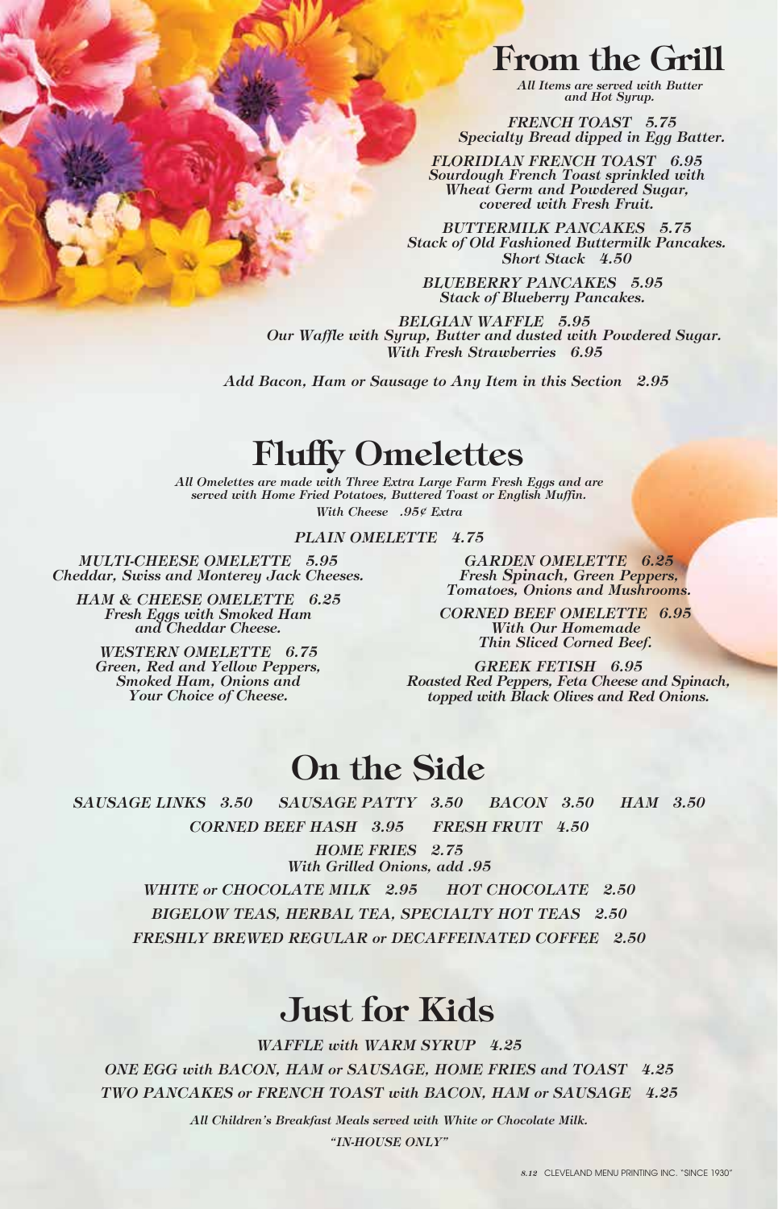# From the Grill

*All Items are served with Butter and Hot Syrup.*

***FRENCH TOAST 5.75***
*Specialty Bread dipped in Egg Batter.*

***FLORIDIAN FRENCH TOAST 6.95***
*Sourdough French Toast sprinkled with Wheat Germ and Powdered Sugar, covered with Fresh Fruit.*

***BUTTERMILK PANCAKES 5.75***
*Stack of Old Fashioned Buttermilk Pancakes.*
*Short Stack 4.50*

***BLUEBERRY PANCAKES 5.95***
*Stack of Blueberry Pancakes.*

***BELGIAN WAFFLE 5.95***
*Our Waffle with Syrup, Butter and dusted with Powdered Sugar.*
*With Fresh Strawberries 6.95*

*Add Bacon, Ham or Sausage to Any Item in this Section 2.95*

# Fluffy Omelettes

*All Omelettes are made with Three Extra Large Farm Fresh Eggs and are served with Home Fried Potatoes, Buttered Toast or English Muffin.*
*With Cheese .95¢ Extra*

***PLAIN OMELETTE 4.75***

***MULTI-CHEESE OMELETTE 5.95***
*Cheddar, Swiss and Monterey Jack Cheeses.*

***HAM & CHEESE OMELETTE 6.25***
*Fresh Eggs with Smoked Ham and Cheddar Cheese.*

***WESTERN OMELETTE 6.75***
*Green, Red and Yellow Peppers, Smoked Ham, Onions and Your Choice of Cheese.*

***GARDEN OMELETTE 6.25***
*Fresh Spinach, Green Peppers, Tomatoes, Onions and Mushrooms.*

***CORNED BEEF OMELETTE 6.95***
*With Our Homemade Thin Sliced Corned Beef.*

***GREEK FETISH 6.95***
*Roasted Red Peppers, Feta Cheese and Spinach, topped with Black Olives and Red Onions.*

# On the Side

*SAUSAGE LINKS 3.50 SAUSAGE PATTY 3.50 BACON 3.50 HAM 3.50*

*CORNED BEEF HASH 3.95 FRESH FRUIT 4.50*

*HOME FRIES 2.75*
*With Grilled Onions, add .95*

*WHITE or CHOCOLATE MILK 2.95 HOT CHOCOLATE 2.50*

*BIGELOW TEAS, HERBAL TEA, SPECIALTY HOT TEAS 2.50*

*FRESHLY BREWED REGULAR or DECAFFEINATED COFFEE 2.50*

# Just for Kids

*WAFFLE with WARM SYRUP 4.25*

*ONE EGG with BACON, HAM or SAUSAGE, HOME FRIES and TOAST 4.25*

*TWO PANCAKES or FRENCH TOAST with BACON, HAM or SAUSAGE 4.25*

*All Children's Breakfast Meals served with White or Chocolate Milk.*

*"IN-HOUSE ONLY"*

*8.12* CLEVELAND MENU PRINTING INC. "SINCE 1930"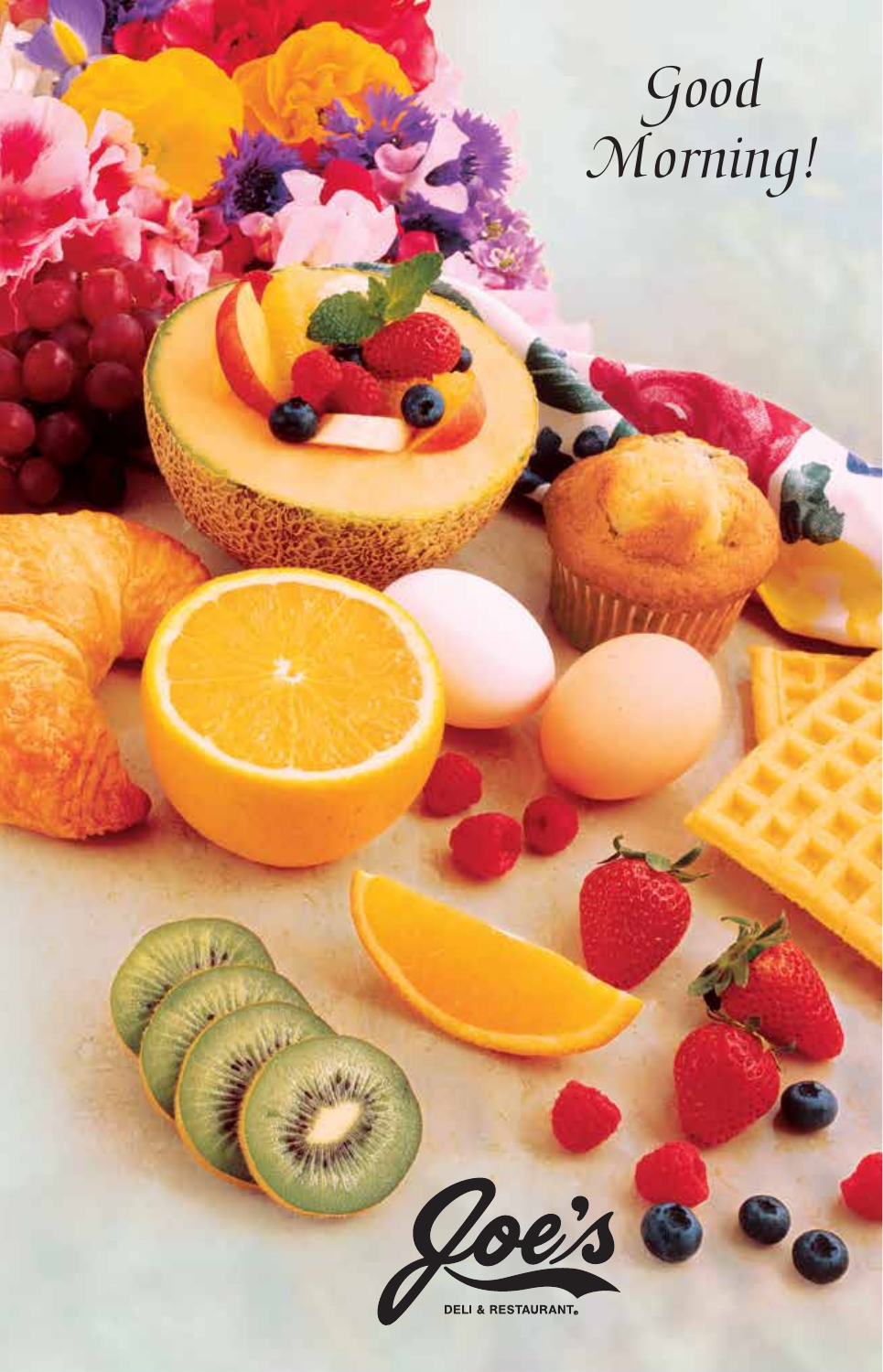*Good Morning!*

Joe's

DELI & RESTAURANT®